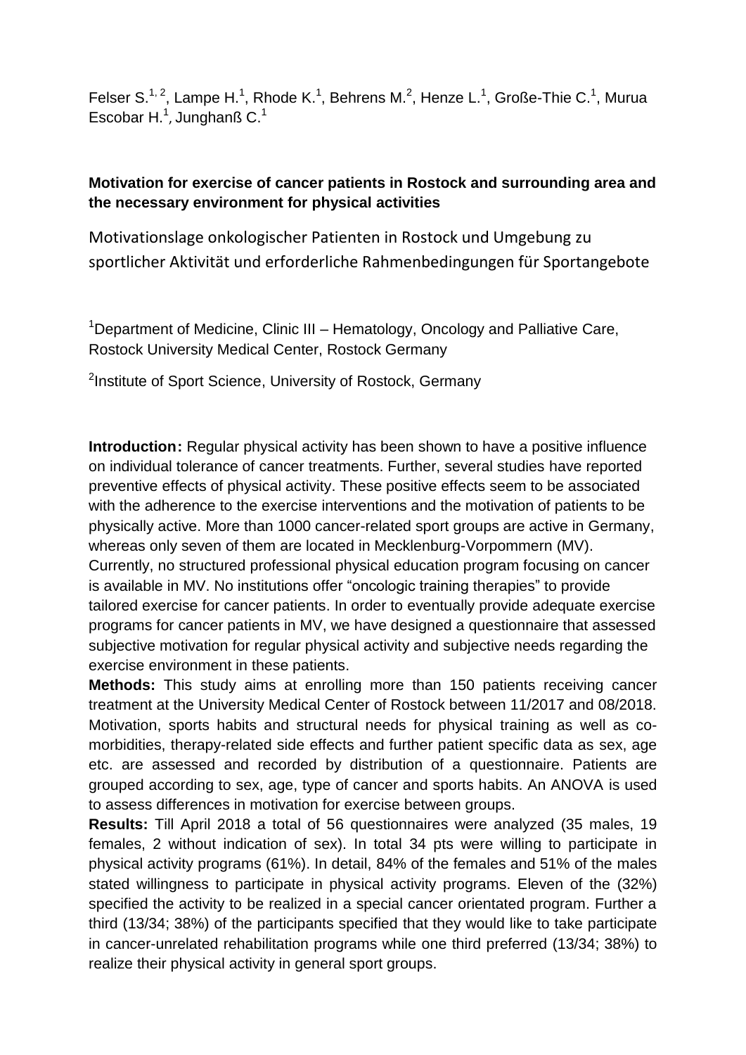Felser S.[1, 2], Lampe H.[1], Rhode K.[1], Behrens M.[2], Henze L.[1], Große-Thie C.[1], Murua Escobar H.[1], Junghanß C.[1]

**Motivation for exercise of cancer patients in Rostock and surrounding area and the necessary environment for physical activities**

Motivationslage onkologischer Patienten in Rostock und Umgebung zu sportlicher Aktivität und erforderliche Rahmenbedingungen für Sportangebote

[1]Department of Medicine, Clinic III – Hematology, Oncology and Palliative Care, Rostock University Medical Center, Rostock Germany

[2]Institute of Sport Science, University of Rostock, Germany

**Introduction:** Regular physical activity has been shown to have a positive influence on individual tolerance of cancer treatments. Further, several studies have reported preventive effects of physical activity. These positive effects seem to be associated with the adherence to the exercise interventions and the motivation of patients to be physically active. More than 1000 cancer-related sport groups are active in Germany, whereas only seven of them are located in Mecklenburg-Vorpommern (MV). Currently, no structured professional physical education program focusing on cancer is available in MV. No institutions offer "oncologic training therapies" to provide tailored exercise for cancer patients. In order to eventually provide adequate exercise programs for cancer patients in MV, we have designed a questionnaire that assessed subjective motivation for regular physical activity and subjective needs regarding the exercise environment in these patients.

**Methods:** This study aims at enrolling more than 150 patients receiving cancer treatment at the University Medical Center of Rostock between 11/2017 and 08/2018. Motivation, sports habits and structural needs for physical training as well as co-morbidities, therapy-related side effects and further patient specific data as sex, age etc. are assessed and recorded by distribution of a questionnaire. Patients are grouped according to sex, age, type of cancer and sports habits. An ANOVA is used to assess differences in motivation for exercise between groups.

**Results:** Till April 2018 a total of 56 questionnaires were analyzed (35 males, 19 females, 2 without indication of sex). In total 34 pts were willing to participate in physical activity programs (61%). In detail, 84% of the females and 51% of the males stated willingness to participate in physical activity programs. Eleven of the (32%) specified the activity to be realized in a special cancer orientated program. Further a third (13/34; 38%) of the participants specified that they would like to take participate in cancer-unrelated rehabilitation programs while one third preferred (13/34; 38%) to realize their physical activity in general sport groups.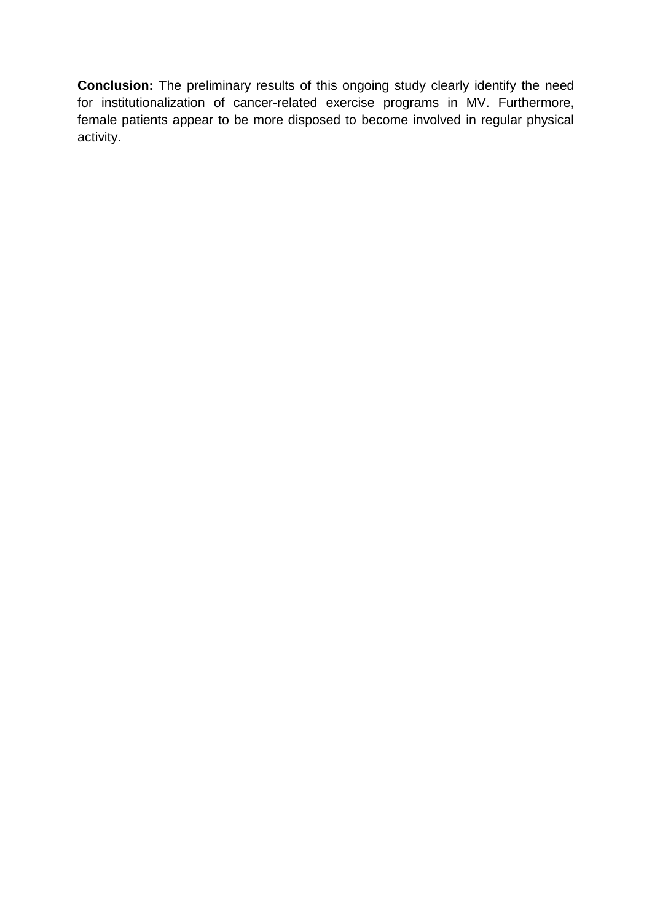**Conclusion:** The preliminary results of this ongoing study clearly identify the need for institutionalization of cancer-related exercise programs in MV. Furthermore, female patients appear to be more disposed to become involved in regular physical activity.